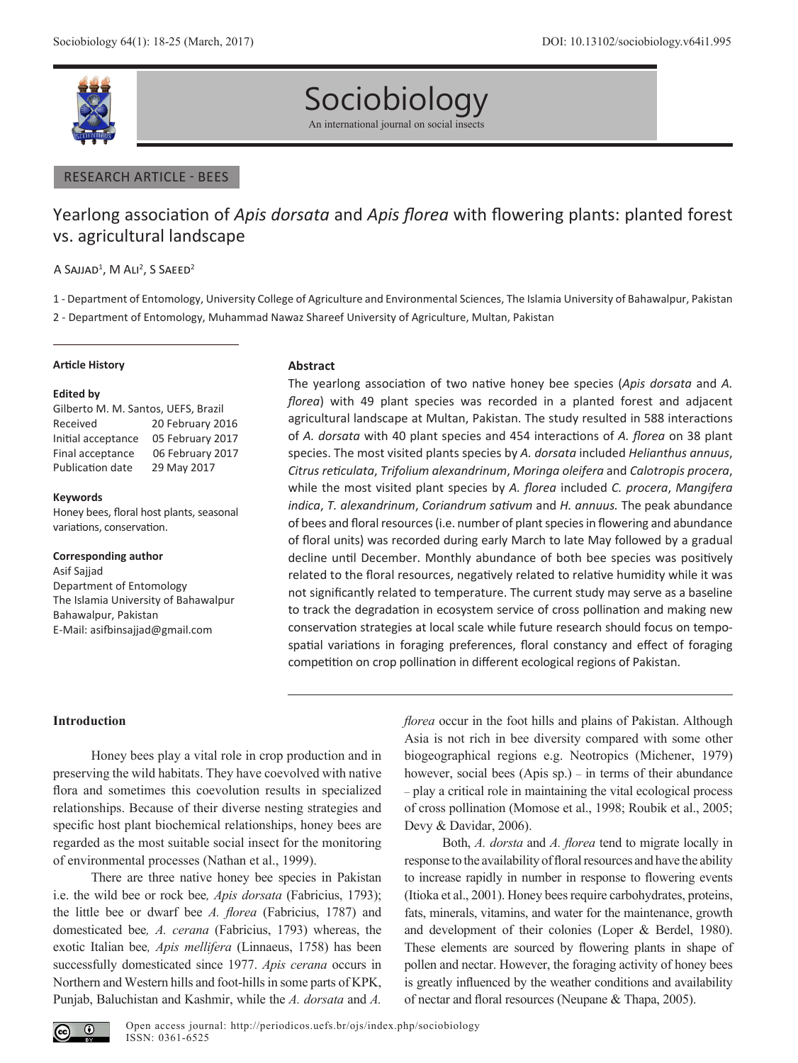RESEARCH ARTICLE - BEES

# Yearlong association of *Apis dorsata* and *Apis florea* with flowering plants: planted forest vs. agricultural landscape

A Sajjad[1], M Ali[2], S Saeed[2]

1 - Department of Entomology, University College of Agriculture and Environmental Sciences, The Islamia University of Bahawalpur, Pakistan

2 - Department of Entomology, Muhammad Nawaz Shareef University of Agriculture, Multan, Pakistan

#### Article History

**Edited by**

Gilberto M. M. Santos, UEFS, Brazil

| | |
|---|---|
| Received | 20 February 2016 |
| Initial acceptance | 05 February 2017 |
| Final acceptance | 06 February 2017 |
| Publication date | 29 May 2017 |

**Keywords**

Honey bees, floral host plants, seasonal variations, conservation.

**Corresponding author**

Asif Sajjad
Department of Entomology
The Islamia University of Bahawalpur
Bahawalpur, Pakistan
E-Mail: asifbinsajjad@gmail.com

#### Abstract

The yearlong association of two native honey bee species (*Apis dorsata* and *A. florea*) with 49 plant species was recorded in a planted forest and adjacent agricultural landscape at Multan, Pakistan. The study resulted in 588 interactions of *A. dorsata* with 40 plant species and 454 interactions of *A. florea* on 38 plant species. The most visited plants species by *A. dorsata* included *Helianthus annuus*, *Citrus reticulata*, *Trifolium alexandrinum*, *Moringa oleifera* and *Calotropis procera*, while the most visited plant species by *A. florea* included *C. procera*, *Mangifera indica*, *T. alexandrinum*, *Coriandrum sativum* and *H. annuus.* The peak abundance of bees and floral resources (i.e. number of plant species in flowering and abundance of floral units) was recorded during early March to late May followed by a gradual decline until December. Monthly abundance of both bee species was positively related to the floral resources, negatively related to relative humidity while it was not significantly related to temperature. The current study may serve as a baseline to track the degradation in ecosystem service of cross pollination and making new conservation strategies at local scale while future research should focus on tempo-spatial variations in foraging preferences, floral constancy and effect of foraging competition on crop pollination in different ecological regions of Pakistan.

## Introduction

Honey bees play a vital role in crop production and in preserving the wild habitats. They have coevolved with native flora and sometimes this coevolution results in specialized relationships. Because of their diverse nesting strategies and specific host plant biochemical relationships, honey bees are regarded as the most suitable social insect for the monitoring of environmental processes (Nathan et al., 1999).

There are three native honey bee species in Pakistan i.e. the wild bee or rock bee*, Apis dorsata* (Fabricius, 1793); the little bee or dwarf bee *A. florea* (Fabricius, 1787) and domesticated bee*, A. cerana* (Fabricius, 1793) whereas, the exotic Italian bee*, Apis mellifera* (Linnaeus, 1758) has been successfully domesticated since 1977. *Apis cerana* occurs in Northern and Western hills and foot-hills in some parts of KPK, Punjab, Baluchistan and Kashmir, while the *A. dorsata* and *A. florea* occur in the foot hills and plains of Pakistan. Although Asia is not rich in bee diversity compared with some other biogeographical regions e.g. Neotropics (Michener, 1979) however, social bees (Apis sp.) – in terms of their abundance – play a critical role in maintaining the vital ecological process of cross pollination (Momose et al., 1998; Roubik et al., 2005; Devy & Davidar, 2006).

Both, *A. dorsta* and *A. florea* tend to migrate locally in response to the availability of floral resources and have the ability to increase rapidly in number in response to flowering events (Itioka et al., 2001). Honey bees require carbohydrates, proteins, fats, minerals, vitamins, and water for the maintenance, growth and development of their colonies (Loper & Berdel, 1980). These elements are sourced by flowering plants in shape of pollen and nectar. However, the foraging activity of honey bees is greatly influenced by the weather conditions and availability of nectar and floral resources (Neupane & Thapa, 2005).

Open access journal: http://periodicos.uefs.br/ojs/index.php/sociobiology
ISSN: 0361-6525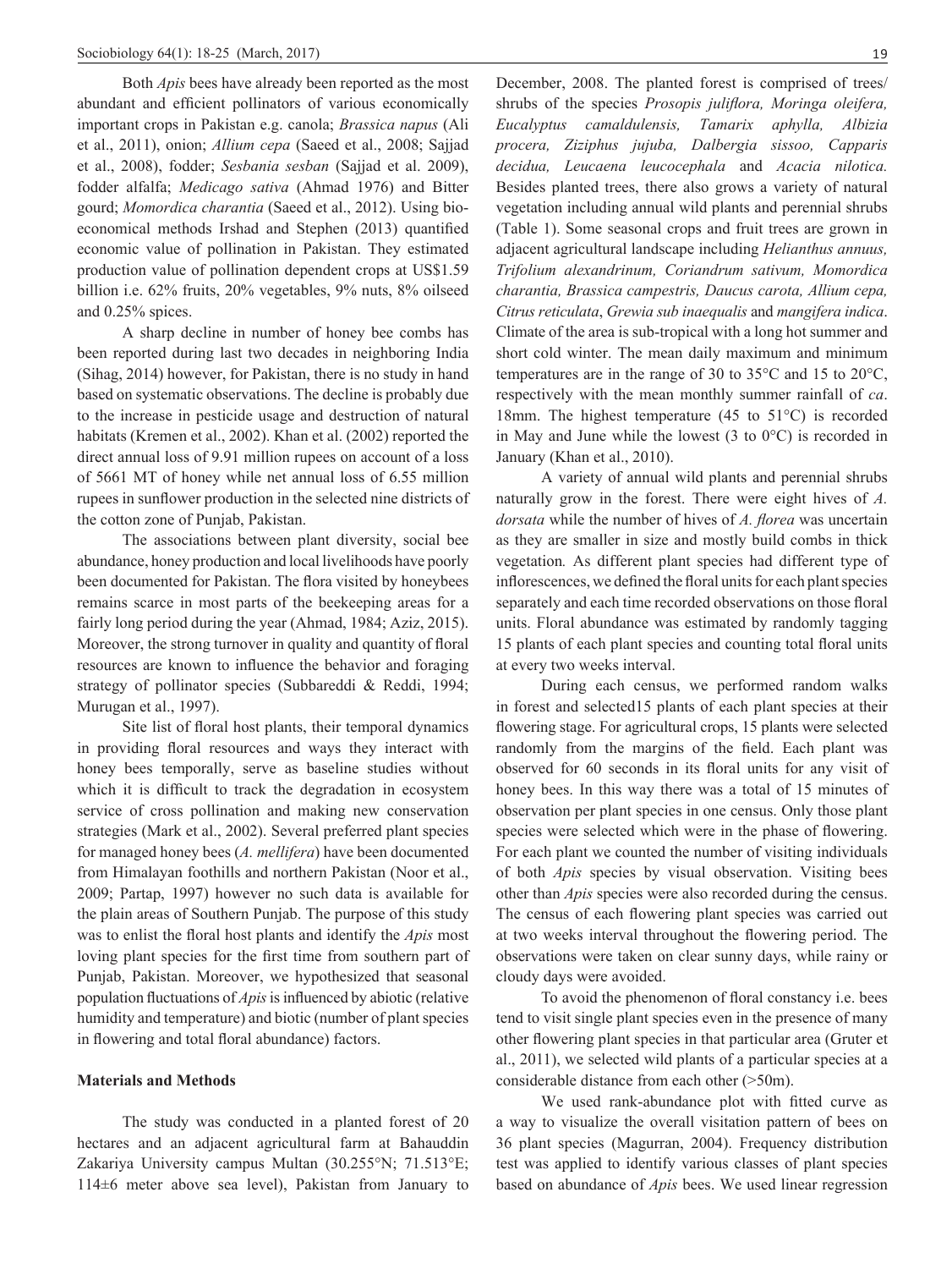Both *Apis* bees have already been reported as the most abundant and efficient pollinators of various economically important crops in Pakistan e.g. canola; *Brassica napus* (Ali et al., 2011), onion; *Allium cepa* (Saeed et al., 2008; Sajjad et al., 2008), fodder; *Sesbania sesban* (Sajjad et al. 2009), fodder alfalfa; *Medicago sativa* (Ahmad 1976) and Bitter gourd; *Momordica charantia* (Saeed et al., 2012). Using bio-economical methods Irshad and Stephen (2013) quantified economic value of pollination in Pakistan. They estimated production value of pollination dependent crops at US$1.59 billion i.e. 62% fruits, 20% vegetables, 9% nuts, 8% oilseed and 0.25% spices.

A sharp decline in number of honey bee combs has been reported during last two decades in neighboring India (Sihag, 2014) however, for Pakistan, there is no study in hand based on systematic observations. The decline is probably due to the increase in pesticide usage and destruction of natural habitats (Kremen et al., 2002). Khan et al. (2002) reported the direct annual loss of 9.91 million rupees on account of a loss of 5661 MT of honey while net annual loss of 6.55 million rupees in sunflower production in the selected nine districts of the cotton zone of Punjab, Pakistan.

The associations between plant diversity, social bee abundance, honey production and local livelihoods have poorly been documented for Pakistan. The flora visited by honeybees remains scarce in most parts of the beekeeping areas for a fairly long period during the year (Ahmad, 1984; Aziz, 2015). Moreover, the strong turnover in quality and quantity of floral resources are known to influence the behavior and foraging strategy of pollinator species (Subbareddi & Reddi, 1994; Murugan et al., 1997).

Site list of floral host plants, their temporal dynamics in providing floral resources and ways they interact with honey bees temporally, serve as baseline studies without which it is difficult to track the degradation in ecosystem service of cross pollination and making new conservation strategies (Mark et al., 2002). Several preferred plant species for managed honey bees (*A. mellifera*) have been documented from Himalayan foothills and northern Pakistan (Noor et al., 2009; Partap, 1997) however no such data is available for the plain areas of Southern Punjab. The purpose of this study was to enlist the floral host plants and identify the *Apis* most loving plant species for the first time from southern part of Punjab, Pakistan. Moreover, we hypothesized that seasonal population fluctuations of *Apis* is influenced by abiotic (relative humidity and temperature) and biotic (number of plant species in flowering and total floral abundance) factors.

## Materials and Methods

The study was conducted in a planted forest of 20 hectares and an adjacent agricultural farm at Bahauddin Zakariya University campus Multan (30.255°N; 71.513°E; 114±6 meter above sea level), Pakistan from January to December, 2008. The planted forest is comprised of trees/shrubs of the species *Prosopis juliflora, Moringa oleifera, Eucalyptus camaldulensis, Tamarix aphylla, Albizia procera, Ziziphus jujuba, Dalbergia sissoo, Capparis decidua, Leucaena leucocephala* and *Acacia nilotica.* Besides planted trees, there also grows a variety of natural vegetation including annual wild plants and perennial shrubs (Table 1). Some seasonal crops and fruit trees are grown in adjacent agricultural landscape including *Helianthus annuus, Trifolium alexandrinum, Coriandrum sativum, Momordica charantia, Brassica campestris, Daucus carota, Allium cepa, Citrus reticulata*, *Grewia sub inaequalis* and *mangifera indica*. Climate of the area is sub-tropical with a long hot summer and short cold winter. The mean daily maximum and minimum temperatures are in the range of 30 to 35°C and 15 to 20°C, respectively with the mean monthly summer rainfall of *ca*. 18mm. The highest temperature (45 to 51°C) is recorded in May and June while the lowest (3 to 0°C) is recorded in January (Khan et al., 2010).

A variety of annual wild plants and perennial shrubs naturally grow in the forest. There were eight hives of *A. dorsata* while the number of hives of *A. florea* was uncertain as they are smaller in size and mostly build combs in thick vegetation*.* As different plant species had different type of inflorescences, we defined the floral units for each plant species separately and each time recorded observations on those floral units. Floral abundance was estimated by randomly tagging 15 plants of each plant species and counting total floral units at every two weeks interval.

During each census, we performed random walks in forest and selected15 plants of each plant species at their flowering stage. For agricultural crops, 15 plants were selected randomly from the margins of the field. Each plant was observed for 60 seconds in its floral units for any visit of honey bees. In this way there was a total of 15 minutes of observation per plant species in one census. Only those plant species were selected which were in the phase of flowering. For each plant we counted the number of visiting individuals of both *Apis* species by visual observation. Visiting bees other than *Apis* species were also recorded during the census. The census of each flowering plant species was carried out at two weeks interval throughout the flowering period. The observations were taken on clear sunny days, while rainy or cloudy days were avoided.

To avoid the phenomenon of floral constancy i.e. bees tend to visit single plant species even in the presence of many other flowering plant species in that particular area (Gruter et al., 2011), we selected wild plants of a particular species at a considerable distance from each other (>50m).

We used rank-abundance plot with fitted curve as a way to visualize the overall visitation pattern of bees on 36 plant species (Magurran, 2004). Frequency distribution test was applied to identify various classes of plant species based on abundance of *Apis* bees. We used linear regression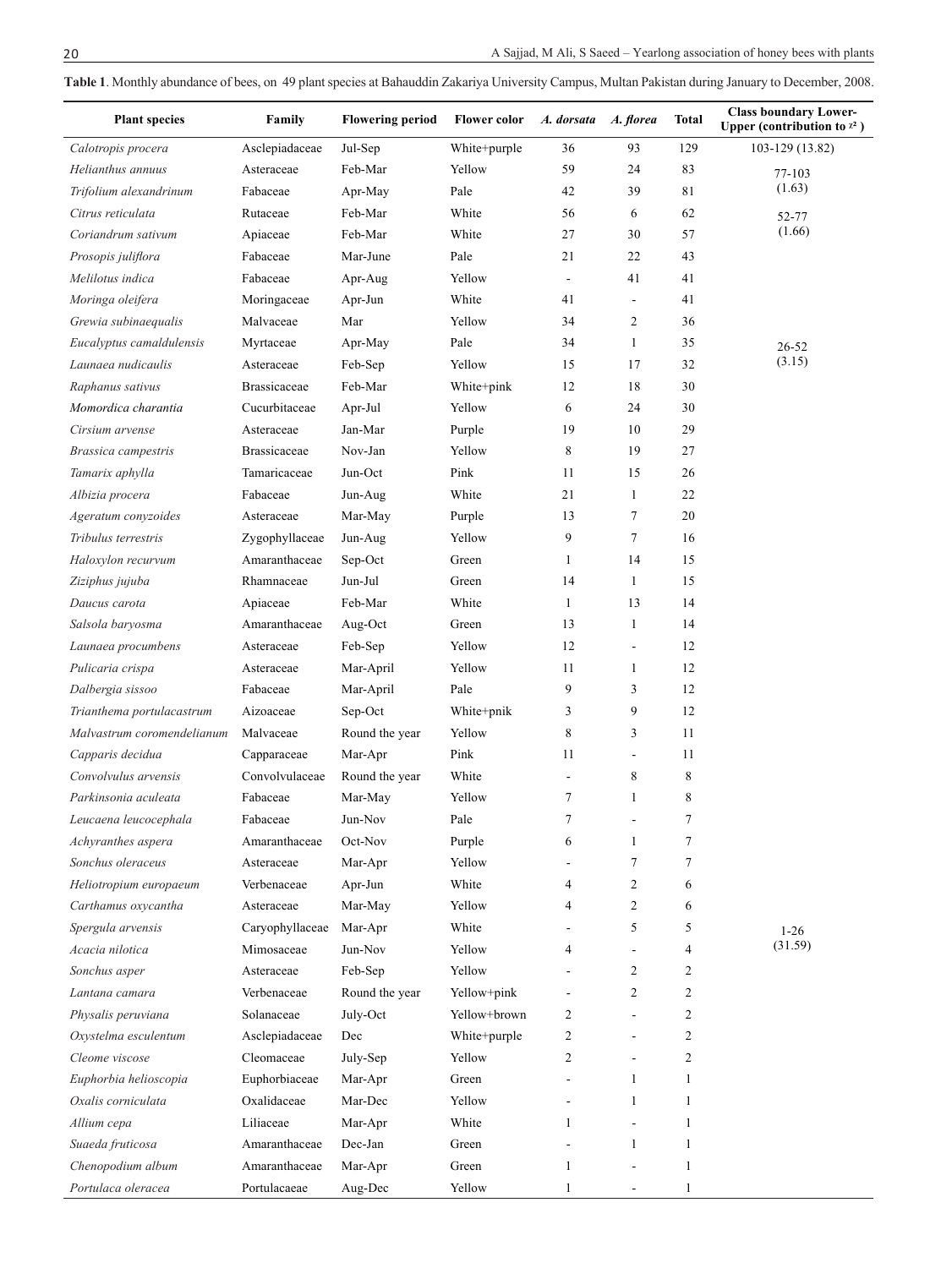**Table 1**. Monthly abundance of bees, on 49 plant species at Bahauddin Zakariya University Campus, Multan Pakistan during January to December, 2008.

| Plant species | Family | Flowering period | Flower color | *A. dorsata* | *A. florea* | Total | Class boundary Lower-Upper (contribution to $\chi^2$ ) |
|---|---|---|---|---|---|---|---|
| *Calotropis procera* | Asclepiadaceae | Jul-Sep | White+purple | 36 | 93 | 129 | 103-129 (13.82) |
| *Helianthus annuus* | Asteraceae | Feb-Mar | Yellow | 59 | 24 | 83 | 77-103 (1.63) |
| *Trifolium alexandrinum* | Fabaceae | Apr-May | Pale | 42 | 39 | 81 | |
| *Citrus reticulata* | Rutaceae | Feb-Mar | White | 56 | 6 | 62 | 52-77 (1.66) |
| *Coriandrum sativum* | Apiaceae | Feb-Mar | White | 27 | 30 | 57 | |
| *Prosopis juliflora* | Fabaceae | Mar-June | Pale | 21 | 22 | 43 | 26-52 (3.15) |
| *Melilotus indica* | Fabaceae | Apr-Aug | Yellow | - | 41 | 41 | |
| *Moringa oleifera* | Moringaceae | Apr-Jun | White | 41 | - | 41 | |
| *Grewia subinaequalis* | Malvaceae | Mar | Yellow | 34 | 2 | 36 | |
| *Eucalyptus camaldulensis* | Myrtaceae | Apr-May | Pale | 34 | 1 | 35 | |
| *Launaea nudicaulis* | Asteraceae | Feb-Sep | Yellow | 15 | 17 | 32 | |
| *Raphanus sativus* | Brassicaceae | Feb-Mar | White+pink | 12 | 18 | 30 | |
| *Momordica charantia* | Cucurbitaceae | Apr-Jul | Yellow | 6 | 24 | 30 | |
| *Cirsium arvense* | Asteraceae | Jan-Mar | Purple | 19 | 10 | 29 | |
| *Brassica campestris* | Brassicaceae | Nov-Jan | Yellow | 8 | 19 | 27 | |
| *Tamarix aphylla* | Tamaricaceae | Jun-Oct | Pink | 11 | 15 | 26 | 1-26 (31.59) |
| *Albizia procera* | Fabaceae | Jun-Aug | White | 21 | 1 | 22 | |
| *Ageratum conyzoides* | Asteraceae | Mar-May | Purple | 13 | 7 | 20 | |
| *Tribulus terrestris* | Zygophyllaceae | Jun-Aug | Yellow | 9 | 7 | 16 | |
| *Haloxylon recurvum* | Amaranthaceae | Sep-Oct | Green | 1 | 14 | 15 | |
| *Ziziphus jujuba* | Rhamnaceae | Jun-Jul | Green | 14 | 1 | 15 | |
| *Daucus carota* | Apiaceae | Feb-Mar | White | 1 | 13 | 14 | |
| *Salsola baryosma* | Amaranthaceae | Aug-Oct | Green | 13 | 1 | 14 | |
| *Launaea procumbens* | Asteraceae | Feb-Sep | Yellow | 12 | - | 12 | |
| *Pulicaria crispa* | Asteraceae | Mar-April | Yellow | 11 | 1 | 12 | |
| *Dalbergia sissoo* | Fabaceae | Mar-April | Pale | 9 | 3 | 12 | |
| *Trianthema portulacastrum* | Aizoaceae | Sep-Oct | White+pnik | 3 | 9 | 12 | |
| *Malvastrum coromendelianum* | Malvaceae | Round the year | Yellow | 8 | 3 | 11 | |
| *Capparis decidua* | Capparaceae | Mar-Apr | Pink | 11 | - | 11 | |
| *Convolvulus arvensis* | Convolvulaceae | Round the year | White | - | 8 | 8 | |
| *Parkinsonia aculeata* | Fabaceae | Mar-May | Yellow | 7 | 1 | 8 | |
| *Leucaena leucocephala* | Fabaceae | Jun-Nov | Pale | 7 | - | 7 | |
| *Achyranthes aspera* | Amaranthaceae | Oct-Nov | Purple | 6 | 1 | 7 | |
| *Sonchus oleraceus* | Asteraceae | Mar-Apr | Yellow | - | 7 | 7 | |
| *Heliotropium europaeum* | Verbenaceae | Apr-Jun | White | 4 | 2 | 6 | |
| *Carthamus oxycantha* | Asteraceae | Mar-May | Yellow | 4 | 2 | 6 | |
| *Spergula arvensis* | Caryophyllaceae | Mar-Apr | White | - | 5 | 5 | |
| *Acacia nilotica* | Mimosaceae | Jun-Nov | Yellow | 4 | - | 4 | |
| *Sonchus asper* | Asteraceae | Feb-Sep | Yellow | - | 2 | 2 | |
| *Lantana camara* | Verbenaceae | Round the year | Yellow+pink | - | 2 | 2 | |
| *Physalis peruviana* | Solanaceae | July-Oct | Yellow+brown | 2 | - | 2 | |
| *Oxystelma esculentum* | Asclepiadaceae | Dec | White+purple | 2 | - | 2 | |
| *Cleome viscose* | Cleomaceae | July-Sep | Yellow | 2 | - | 2 | |
| *Euphorbia helioscopia* | Euphorbiaceae | Mar-Apr | Green | - | 1 | 1 | |
| *Oxalis corniculata* | Oxalidaceae | Mar-Dec | Yellow | - | 1 | 1 | |
| *Allium cepa* | Liliaceae | Mar-Apr | White | 1 | - | 1 | |
| *Suaeda fruticosa* | Amaranthaceae | Dec-Jan | Green | - | 1 | 1 | |
| *Chenopodium album* | Amaranthaceae | Mar-Apr | Green | 1 | - | 1 | |
| *Portulaca oleracea* | Portulacaceae | Aug-Dec | Yellow | 1 | - | 1 | |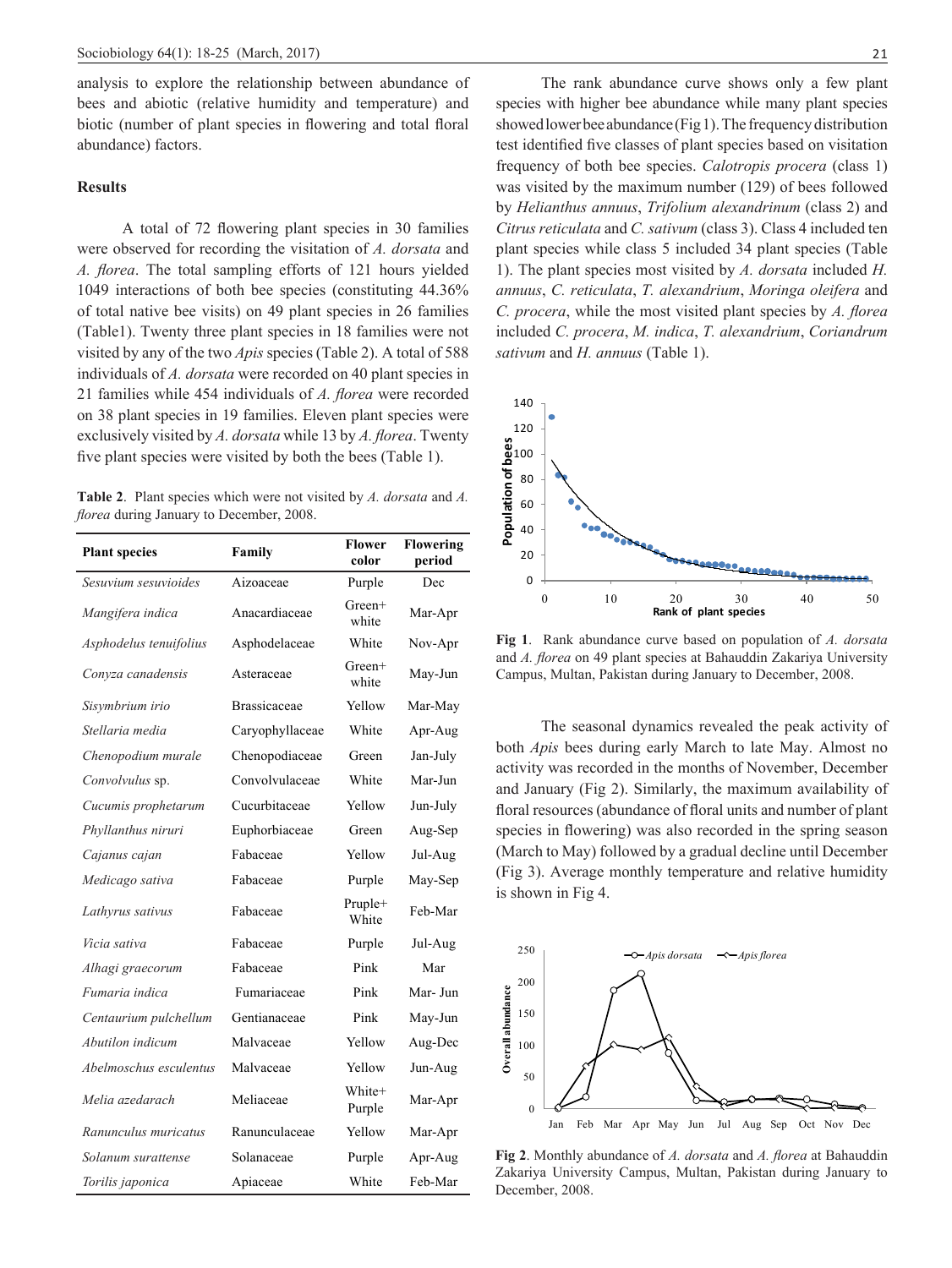analysis to explore the relationship between abundance of bees and abiotic (relative humidity and temperature) and biotic (number of plant species in flowering and total floral abundance) factors.

## Results

A total of 72 flowering plant species in 30 families were observed for recording the visitation of *A. dorsata* and *A. florea*. The total sampling efforts of 121 hours yielded 1049 interactions of both bee species (constituting 44.36% of total native bee visits) on 49 plant species in 26 families (Table1). Twenty three plant species in 18 families were not visited by any of the two *Apis* species (Table 2). A total of 588 individuals of *A. dorsata* were recorded on 40 plant species in 21 families while 454 individuals of *A. florea* were recorded on 38 plant species in 19 families. Eleven plant species were exclusively visited by *A. dorsata* while 13 by *A. florea*. Twenty five plant species were visited by both the bees (Table 1).

**Table 2**. Plant species which were not visited by *A. dorsata* and *A. florea* during January to December, 2008.

| Plant species | Family | Flower color | Flowering period |
|---|---|---|---|
| *Sesuvium sesuvioides* | Aizoaceae | Purple | Dec |
| *Mangifera indica* | Anacardiaceae | Green+ white | Mar-Apr |
| *Asphodelus tenuifolius* | Asphodelaceae | White | Nov-Apr |
| *Conyza canadensis* | Asteraceae | Green+ white | May-Jun |
| *Sisymbrium irio* | Brassicaceae | Yellow | Mar-May |
| *Stellaria media* | Caryophyllaceae | White | Apr-Aug |
| *Chenopodium murale* | Chenopodiaceae | Green | Jan-July |
| *Convolvulus* sp. | Convolvulaceae | White | Mar-Jun |
| *Cucumis prophetarum* | Cucurbitaceae | Yellow | Jun-July |
| *Phyllanthus niruri* | Euphorbiaceae | Green | Aug-Sep |
| *Cajanus cajan* | Fabaceae | Yellow | Jul-Aug |
| *Medicago sativa* | Fabaceae | Purple | May-Sep |
| *Lathyrus sativus* | Fabaceae | Pruple+ White | Feb-Mar |
| *Vicia sativa* | Fabaceae | Purple | Jul-Aug |
| *Alhagi graecorum* | Fabaceae | Pink | Mar |
| *Fumaria indica* | Fumariaceae | Pink | Mar- Jun |
| *Centaurium pulchellum* | Gentianaceae | Pink | May-Jun |
| *Abutilon indicum* | Malvaceae | Yellow | Aug-Dec |
| *Abelmoschus esculentus* | Malvaceae | Yellow | Jun-Aug |
| *Melia azedarach* | Meliaceae | White+ Purple | Mar-Apr |
| *Ranunculus muricatus* | Ranunculaceae | Yellow | Mar-Apr |
| *Solanum surattense* | Solanaceae | Purple | Apr-Aug |
| *Torilis japonica* | Apiaceae | White | Feb-Mar |

The rank abundance curve shows only a few plant species with higher bee abundance while many plant species showed lower bee abundance (Fig 1). The frequency distribution test identified five classes of plant species based on visitation frequency of both bee species. *Calotropis procera* (class 1) was visited by the maximum number (129) of bees followed by *Helianthus annuus*, *Trifolium alexandrinum* (class 2) and *Citrus reticulata* and *C. sativum* (class 3). Class 4 included ten plant species while class 5 included 34 plant species (Table 1). The plant species most visited by *A. dorsata* included *H. annuus*, *C. reticulata*, *T. alexandrium*, *Moringa oleifera* and *C. procera*, while the most visited plant species by *A. florea* included *C. procera*, *M. indica*, *T. alexandrium*, *Coriandrum sativum* and *H. annuus* (Table 1).

**Fig 1**. Rank abundance curve based on population of *A. dorsata* and *A. florea* on 49 plant species at Bahauddin Zakariya University Campus, Multan, Pakistan during January to December, 2008.

The seasonal dynamics revealed the peak activity of both *Apis* bees during early March to late May. Almost no activity was recorded in the months of November, December and January (Fig 2). Similarly, the maximum availability of floral resources (abundance of floral units and number of plant species in flowering) was also recorded in the spring season (March to May) followed by a gradual decline until December (Fig 3). Average monthly temperature and relative humidity is shown in Fig 4.

**Fig 2**. Monthly abundance of *A. dorsata* and *A. florea* at Bahauddin Zakariya University Campus, Multan, Pakistan during January to December, 2008.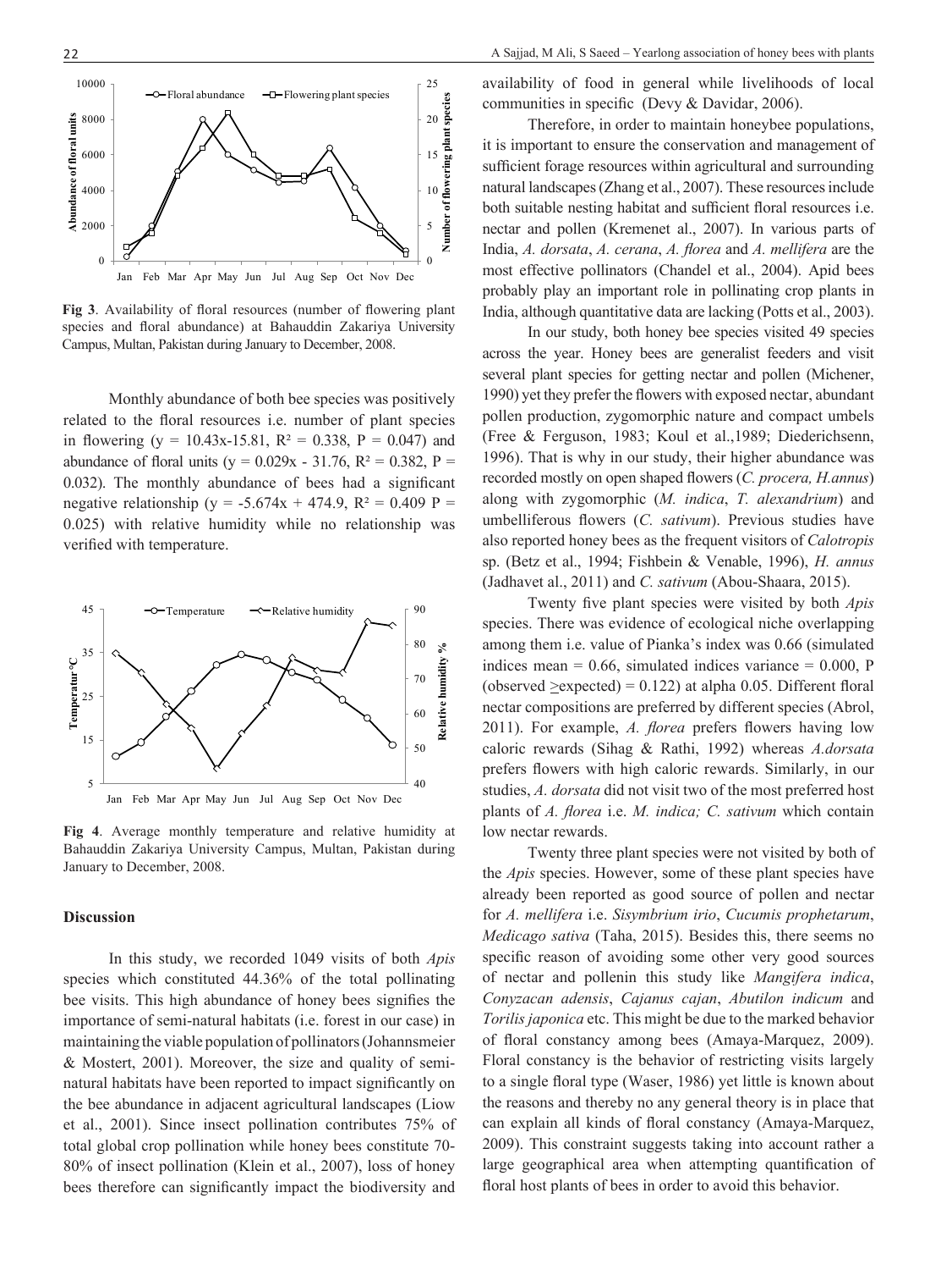Fig 3. Availability of floral resources (number of flowering plant species and floral abundance) at Bahauddin Zakariya University Campus, Multan, Pakistan during January to December, 2008.

Monthly abundance of both bee species was positively related to the floral resources i.e. number of plant species in flowering ($y = 10.43x-15.81$, $R^2 = 0.338$, $P = 0.047$) and abundance of floral units ($y = 0.029x - 31.76$, $R^2 = 0.382$, $P = 0.032$). The monthly abundance of bees had a significant negative relationship ($y = -5.674x + 474.9$, $R^2 = 0.409$ $P = 0.025$) with relative humidity while no relationship was verified with temperature.

Fig 4. Average monthly temperature and relative humidity at Bahauddin Zakariya University Campus, Multan, Pakistan during January to December, 2008.

## Discussion

In this study, we recorded 1049 visits of both *Apis* species which constituted 44.36% of the total pollinating bee visits. This high abundance of honey bees signifies the importance of semi-natural habitats (i.e. forest in our case) in maintaining the viable population of pollinators (Johannsmeier & Mostert, 2001). Moreover, the size and quality of semi-natural habitats have been reported to impact significantly on the bee abundance in adjacent agricultural landscapes (Liow et al., 2001). Since insect pollination contributes 75% of total global crop pollination while honey bees constitute 70-80% of insect pollination (Klein et al., 2007), loss of honey bees therefore can significantly impact the biodiversity and availability of food in general while livelihoods of local communities in specific (Devy & Davidar, 2006).

Therefore, in order to maintain honeybee populations, it is important to ensure the conservation and management of sufficient forage resources within agricultural and surrounding natural landscapes (Zhang et al., 2007). These resources include both suitable nesting habitat and sufficient floral resources i.e. nectar and pollen (Kremenet al., 2007). In various parts of India, *A. dorsata*, *A. cerana*, *A. florea* and *A. mellifera* are the most effective pollinators (Chandel et al., 2004). Apid bees probably play an important role in pollinating crop plants in India, although quantitative data are lacking (Potts et al., 2003).

In our study, both honey bee species visited 49 species across the year. Honey bees are generalist feeders and visit several plant species for getting nectar and pollen (Michener, 1990) yet they prefer the flowers with exposed nectar, abundant pollen production, zygomorphic nature and compact umbels (Free & Ferguson, 1983; Koul et al.,1989; Diederichsenn, 1996). That is why in our study, their higher abundance was recorded mostly on open shaped flowers (*C. procera, H.annus*) along with zygomorphic (*M. indica*, *T. alexandrium*) and umbelliferous flowers (*C. sativum*). Previous studies have also reported honey bees as the frequent visitors of *Calotropis* sp. (Betz et al., 1994; Fishbein & Venable, 1996), *H. annus* (Jadhavet al., 2011) and *C. sativum* (Abou-Shaara, 2015).

Twenty five plant species were visited by both *Apis* species. There was evidence of ecological niche overlapping among them i.e. value of Pianka's index was 0.66 (simulated indices mean = 0.66, simulated indices variance = 0.000, P (observed $\geq$expected) = 0.122) at alpha 0.05. Different floral nectar compositions are preferred by different species (Abrol, 2011). For example, *A. florea* prefers flowers having low caloric rewards (Sihag & Rathi, 1992) whereas *A.dorsata* prefers flowers with high caloric rewards. Similarly, in our studies, *A. dorsata* did not visit two of the most preferred host plants of *A. florea* i.e. *M. indica; C. sativum* which contain low nectar rewards.

Twenty three plant species were not visited by both of the *Apis* species. However, some of these plant species have already been reported as good source of pollen and nectar for *A. mellifera* i.e. *Sisymbrium irio*, *Cucumis prophetarum*, *Medicago sativa* (Taha, 2015). Besides this, there seems no specific reason of avoiding some other very good sources of nectar and pollenin this study like *Mangifera indica*, *Conyzacan adensis*, *Cajanus cajan*, *Abutilon indicum* and *Torilis japonica* etc. This might be due to the marked behavior of floral constancy among bees (Amaya-Marquez, 2009). Floral constancy is the behavior of restricting visits largely to a single floral type (Waser, 1986) yet little is known about the reasons and thereby no any general theory is in place that can explain all kinds of floral constancy (Amaya-Marquez, 2009). This constraint suggests taking into account rather a large geographical area when attempting quantification of floral host plants of bees in order to avoid this behavior.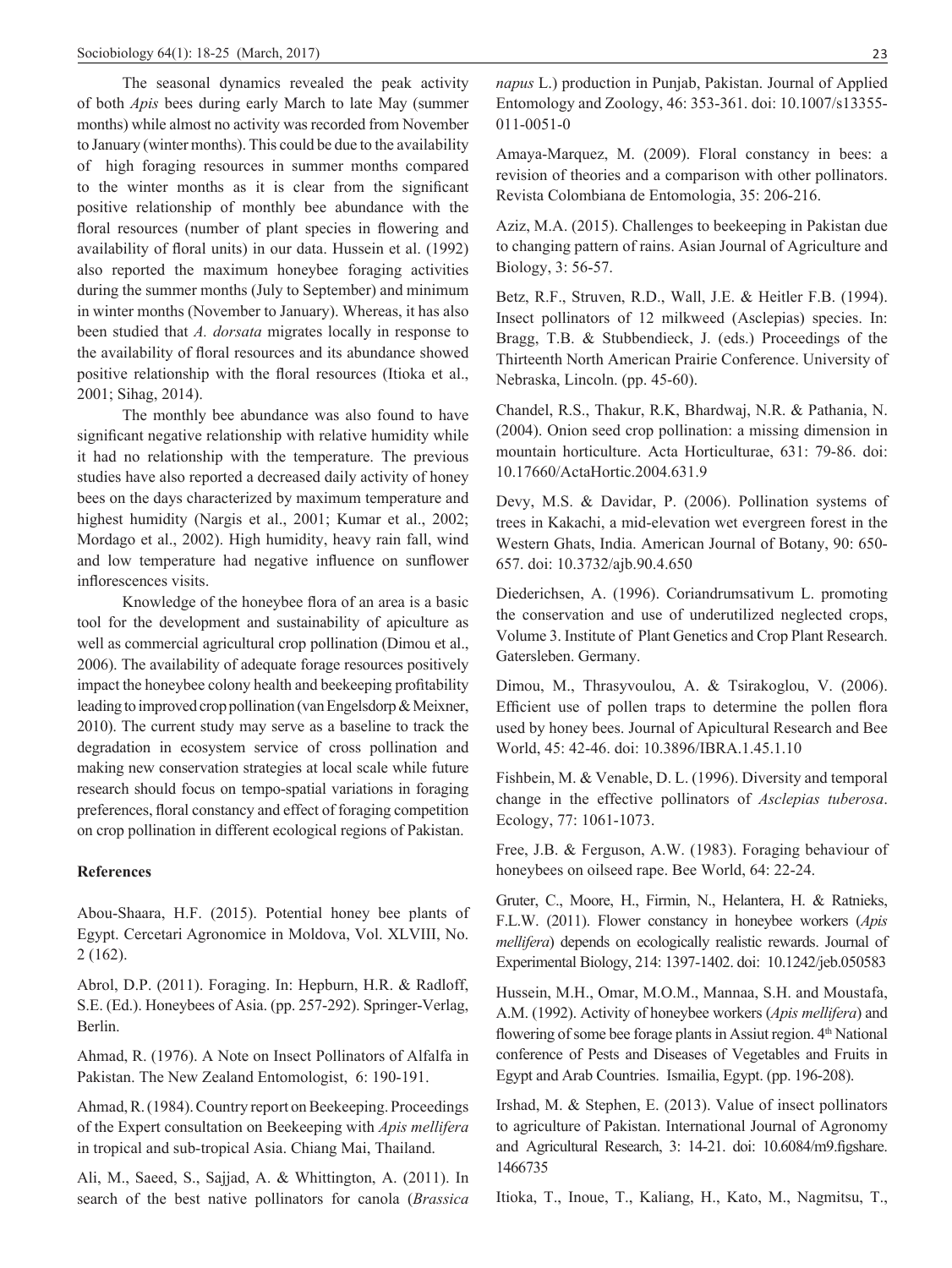The seasonal dynamics revealed the peak activity of both *Apis* bees during early March to late May (summer months) while almost no activity was recorded from November to January (winter months). This could be due to the availability of high foraging resources in summer months compared to the winter months as it is clear from the significant positive relationship of monthly bee abundance with the floral resources (number of plant species in flowering and availability of floral units) in our data. Hussein et al. (1992) also reported the maximum honeybee foraging activities during the summer months (July to September) and minimum in winter months (November to January). Whereas, it has also been studied that *A. dorsata* migrates locally in response to the availability of floral resources and its abundance showed positive relationship with the floral resources (Itioka et al., 2001; Sihag, 2014).

The monthly bee abundance was also found to have significant negative relationship with relative humidity while it had no relationship with the temperature. The previous studies have also reported a decreased daily activity of honey bees on the days characterized by maximum temperature and highest humidity (Nargis et al., 2001; Kumar et al., 2002; Mordago et al., 2002). High humidity, heavy rain fall, wind and low temperature had negative influence on sunflower inflorescences visits.

Knowledge of the honeybee flora of an area is a basic tool for the development and sustainability of apiculture as well as commercial agricultural crop pollination (Dimou et al., 2006). The availability of adequate forage resources positively impact the honeybee colony health and beekeeping profitability leading to improved crop pollination (van Engelsdorp & Meixner, 2010). The current study may serve as a baseline to track the degradation in ecosystem service of cross pollination and making new conservation strategies at local scale while future research should focus on tempo-spatial variations in foraging preferences, floral constancy and effect of foraging competition on crop pollination in different ecological regions of Pakistan.

## References

Abou-Shaara, H.F. (2015). Potential honey bee plants of Egypt. Cercetari Agronomice in Moldova, Vol. XLVIII, No. 2 (162).

Abrol, D.P. (2011). Foraging. In: Hepburn, H.R. & Radloff, S.E. (Ed.). Honeybees of Asia. (pp. 257-292). Springer-Verlag, Berlin.

Ahmad, R. (1976). A Note on Insect Pollinators of Alfalfa in Pakistan. The New Zealand Entomologist, 6: 190-191.

Ahmad, R. (1984). Country report on Beekeeping. Proceedings of the Expert consultation on Beekeeping with *Apis mellifera* in tropical and sub-tropical Asia. Chiang Mai, Thailand.

Ali, M., Saeed, S., Sajjad, A. & Whittington, A. (2011). In search of the best native pollinators for canola (*Brassica napus* L.) production in Punjab, Pakistan. Journal of Applied Entomology and Zoology, 46: 353-361. doi: 10.1007/s13355-011-0051-0

Amaya-Marquez, M. (2009). Floral constancy in bees: a revision of theories and a comparison with other pollinators. Revista Colombiana de Entomologia, 35: 206-216.

Aziz, M.A. (2015). Challenges to beekeeping in Pakistan due to changing pattern of rains. Asian Journal of Agriculture and Biology, 3: 56-57.

Betz, R.F., Struven, R.D., Wall, J.E. & Heitler F.B. (1994). Insect pollinators of 12 milkweed (Asclepias) species. In: Bragg, T.B. & Stubbendieck, J. (eds.) Proceedings of the Thirteenth North American Prairie Conference. University of Nebraska, Lincoln. (pp. 45-60).

Chandel, R.S., Thakur, R.K, Bhardwaj, N.R. & Pathania, N. (2004). Onion seed crop pollination: a missing dimension in mountain horticulture. Acta Horticulturae, 631: 79-86. doi: 10.17660/ActaHortic.2004.631.9

Devy, M.S. & Davidar, P. (2006). Pollination systems of trees in Kakachi, a mid-elevation wet evergreen forest in the Western Ghats, India. American Journal of Botany, 90: 650-657. doi: 10.3732/ajb.90.4.650

Diederichsen, A. (1996). Coriandrumsativum L. promoting the conservation and use of underutilized neglected crops, Volume 3. Institute of Plant Genetics and Crop Plant Research. Gatersleben. Germany.

Dimou, M., Thrasyvoulou, A. & Tsirakoglou, V. (2006). Efficient use of pollen traps to determine the pollen flora used by honey bees. Journal of Apicultural Research and Bee World, 45: 42-46. doi: 10.3896/IBRA.1.45.1.10

Fishbein, M. & Venable, D. L. (1996). Diversity and temporal change in the effective pollinators of *Asclepias tuberosa*. Ecology, 77: 1061-1073.

Free, J.B. & Ferguson, A.W. (1983). Foraging behaviour of honeybees on oilseed rape. Bee World, 64: 22-24.

Gruter, C., Moore, H., Firmin, N., Helantera, H. & Ratnieks, F.L.W. (2011). Flower constancy in honeybee workers (*Apis mellifera*) depends on ecologically realistic rewards. Journal of Experimental Biology, 214: 1397-1402. doi: 10.1242/jeb.050583

Hussein, M.H., Omar, M.O.M., Mannaa, S.H. and Moustafa, A.M. (1992). Activity of honeybee workers (*Apis mellifera*) and flowering of some bee forage plants in Assiut region. 4th National conference of Pests and Diseases of Vegetables and Fruits in Egypt and Arab Countries. Ismailia, Egypt. (pp. 196-208).

Irshad, M. & Stephen, E. (2013). Value of insect pollinators to agriculture of Pakistan. International Journal of Agronomy and Agricultural Research, 3: 14-21. doi: 10.6084/m9.figshare.1466735

Itioka, T., Inoue, T., Kaliang, H., Kato, M., Nagmitsu, T.,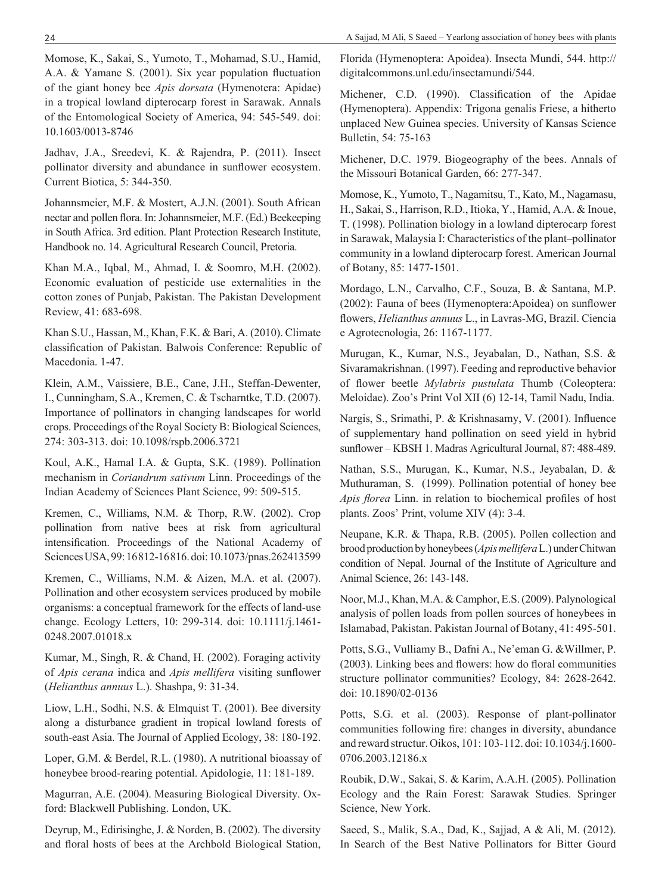Momose, K., Sakai, S., Yumoto, T., Mohamad, S.U., Hamid, A.A. & Yamane S. (2001). Six year population fluctuation of the giant honey bee *Apis dorsata* (Hymenotera: Apidae) in a tropical lowland dipterocarp forest in Sarawak. Annals of the Entomological Society of America, 94: 545-549. doi: 10.1603/0013-8746

Jadhav, J.A., Sreedevi, K. & Rajendra, P. (2011). Insect pollinator diversity and abundance in sunflower ecosystem. Current Biotica, 5: 344-350.

Johannsmeier, M.F. & Mostert, A.J.N. (2001). South African nectar and pollen flora. In: Johannsmeier, M.F. (Ed.) Beekeeping in South Africa. 3rd edition. Plant Protection Research Institute, Handbook no. 14. Agricultural Research Council, Pretoria.

Khan M.A., Iqbal, M., Ahmad, I. & Soomro, M.H. (2002). Economic evaluation of pesticide use externalities in the cotton zones of Punjab, Pakistan. The Pakistan Development Review, 41: 683-698.

Khan S.U., Hassan, M., Khan, F.K. & Bari, A. (2010). Climate classification of Pakistan. Balwois Conference: Republic of Macedonia. 1-47.

Klein, A.M., Vaissiere, B.E., Cane, J.H., Steffan-Dewenter, I., Cunningham, S.A., Kremen, C. & Tscharntke, T.D. (2007). Importance of pollinators in changing landscapes for world crops. Proceedings of the Royal Society B: Biological Sciences, 274: 303-313. doi: 10.1098/rspb.2006.3721

Koul, A.K., Hamal I.A. & Gupta, S.K. (1989). Pollination mechanism in *Coriandrum sativum* Linn. Proceedings of the Indian Academy of Sciences Plant Science, 99: 509-515.

Kremen, C., Williams, N.M. & Thorp, R.W. (2002). Crop pollination from native bees at risk from agricultural intensification. Proceedings of the National Academy of Sciences USA, 99: 16812-16816. doi: 10.1073/pnas.262413599

Kremen, C., Williams, N.M. & Aizen, M.A. et al. (2007). Pollination and other ecosystem services produced by mobile organisms: a conceptual framework for the effects of land-use change. Ecology Letters, 10: 299-314. doi: 10.1111/j.1461-0248.2007.01018.x

Kumar, M., Singh, R. & Chand, H. (2002). Foraging activity of *Apis cerana* indica and *Apis mellifera* visiting sunflower (*Helianthus annuus* L.). Shashpa, 9: 31-34.

Liow, L.H., Sodhi, N.S. & Elmquist T. (2001). Bee diversity along a disturbance gradient in tropical lowland forests of south-east Asia. The Journal of Applied Ecology, 38: 180-192.

Loper, G.M. & Berdel, R.L. (1980). A nutritional bioassay of honeybee brood-rearing potential. Apidologie, 11: 181-189.

Magurran, A.E. (2004). Measuring Biological Diversity. Oxford: Blackwell Publishing. London, UK.

Deyrup, M., Edirisinghe, J. & Norden, B. (2002). The diversity and floral hosts of bees at the Archbold Biological Station, Florida (Hymenoptera: Apoidea). Insecta Mundi, 544. http://digitalcommons.unl.edu/insectamundi/544.

Michener, C.D. (1990). Classification of the Apidae (Hymenoptera). Appendix: Trigona genalis Friese, a hitherto unplaced New Guinea species. University of Kansas Science Bulletin, 54: 75-163

Michener, D.C. 1979. Biogeography of the bees. Annals of the Missouri Botanical Garden, 66: 277-347.

Momose, K., Yumoto, T., Nagamitsu, T., Kato, M., Nagamasu, H., Sakai, S., Harrison, R.D., Itioka, Y., Hamid, A.A. & Inoue, T. (1998). Pollination biology in a lowland dipterocarp forest in Sarawak, Malaysia I: Characteristics of the plant–pollinator community in a lowland dipterocarp forest. American Journal of Botany, 85: 1477-1501.

Mordago, L.N., Carvalho, C.F., Souza, B. & Santana, M.P. (2002): Fauna of bees (Hymenoptera:Apoidea) on sunflower flowers, *Helianthus annuus* L., in Lavras-MG, Brazil. Ciencia e Agrotecnologia, 26: 1167-1177.

Murugan, K., Kumar, N.S., Jeyabalan, D., Nathan, S.S. & Sivaramakrishnan. (1997). Feeding and reproductive behavior of flower beetle *Mylabris pustulata* Thumb (Coleoptera: Meloidae). Zoo's Print Vol XII (6) 12-14, Tamil Nadu, India.

Nargis, S., Srimathi, P. & Krishnasamy, V. (2001). Influence of supplementary hand pollination on seed yield in hybrid sunflower – KBSH 1. Madras Agricultural Journal, 87: 488-489.

Nathan, S.S., Murugan, K., Kumar, N.S., Jeyabalan, D. & Muthuraman, S. (1999). Pollination potential of honey bee *Apis florea* Linn. in relation to biochemical profiles of host plants. Zoos' Print, volume XIV (4): 3-4.

Neupane, K.R. & Thapa, R.B. (2005). Pollen collection and brood production by honeybees (*Apis mellifera* L.) under Chitwan condition of Nepal. Journal of the Institute of Agriculture and Animal Science, 26: 143-148.

Noor, M.J., Khan, M.A. & Camphor, E.S. (2009). Palynological analysis of pollen loads from pollen sources of honeybees in Islamabad, Pakistan. Pakistan Journal of Botany, 41: 495-501.

Potts, S.G., Vulliamy B., Dafni A., Ne'eman G. &Willmer, P. (2003). Linking bees and flowers: how do floral communities structure pollinator communities? Ecology, 84: 2628-2642. doi: 10.1890/02-0136

Potts, S.G. et al. (2003). Response of plant-pollinator communities following fire: changes in diversity, abundance and reward structur. Oikos, 101: 103-112. doi: 10.1034/j.1600-0706.2003.12186.x

Roubik, D.W., Sakai, S. & Karim, A.A.H. (2005). Pollination Ecology and the Rain Forest: Sarawak Studies. Springer Science, New York.

Saeed, S., Malik, S.A., Dad, K., Sajjad, A & Ali, M. (2012). In Search of the Best Native Pollinators for Bitter Gourd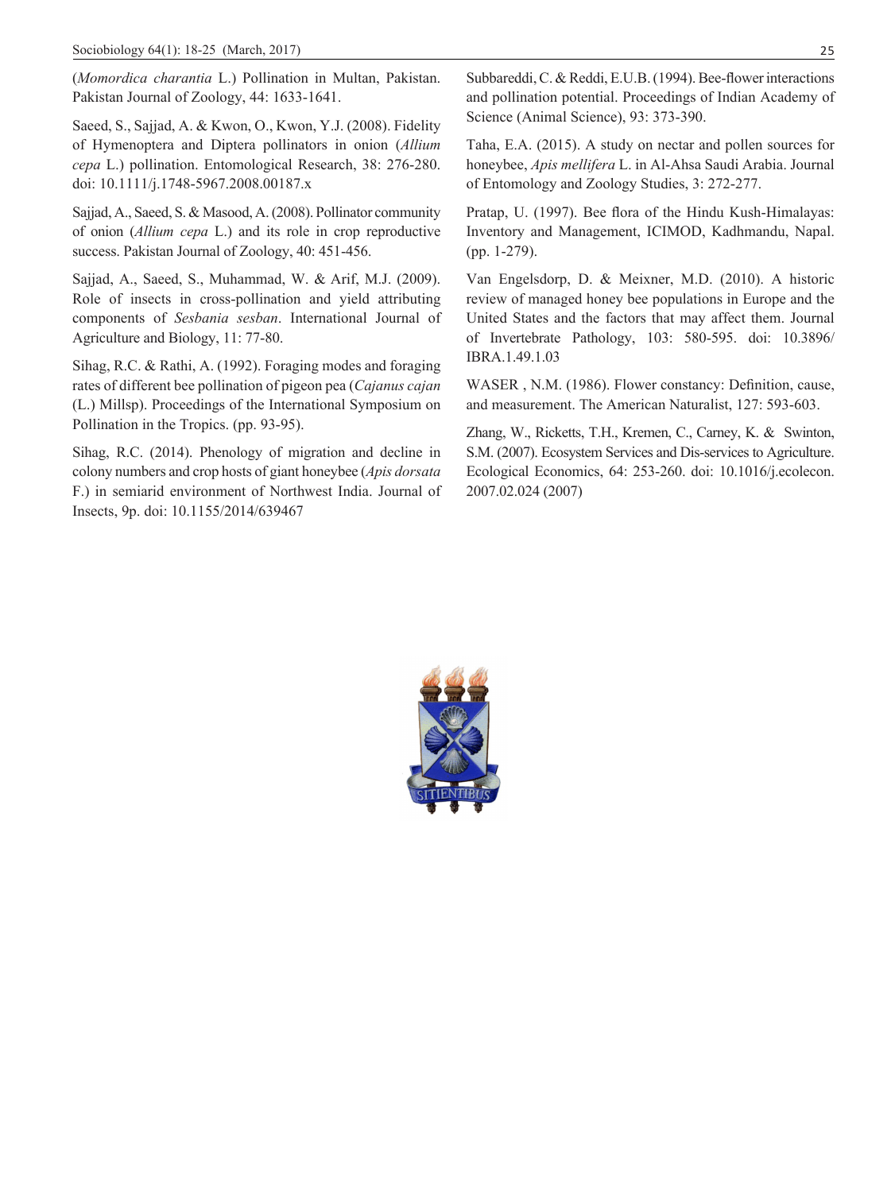(*Momordica charantia* L.) Pollination in Multan, Pakistan. Pakistan Journal of Zoology, 44: 1633-1641.

Saeed, S., Sajjad, A. & Kwon, O., Kwon, Y.J. (2008). Fidelity of Hymenoptera and Diptera pollinators in onion (*Allium cepa* L.) pollination. Entomological Research, 38: 276-280. doi: 10.1111/j.1748-5967.2008.00187.x

Sajjad, A., Saeed, S. & Masood, A. (2008). Pollinator community of onion (*Allium cepa* L.) and its role in crop reproductive success. Pakistan Journal of Zoology, 40: 451-456.

Sajjad, A., Saeed, S., Muhammad, W. & Arif, M.J. (2009). Role of insects in cross-pollination and yield attributing components of *Sesbania sesban*. International Journal of Agriculture and Biology, 11: 77-80.

Sihag, R.C. & Rathi, A. (1992). Foraging modes and foraging rates of different bee pollination of pigeon pea (*Cajanus cajan* (L.) Millsp). Proceedings of the International Symposium on Pollination in the Tropics. (pp. 93-95).

Sihag, R.C. (2014). Phenology of migration and decline in colony numbers and crop hosts of giant honeybee (*Apis dorsata* F.) in semiarid environment of Northwest India. Journal of Insects, 9p. doi: 10.1155/2014/639467

Subbareddi, C. & Reddi, E.U.B. (1994). Bee-flower interactions and pollination potential. Proceedings of Indian Academy of Science (Animal Science), 93: 373-390.

Taha, E.A. (2015). A study on nectar and pollen sources for honeybee, *Apis mellifera* L. in Al-Ahsa Saudi Arabia. Journal of Entomology and Zoology Studies, 3: 272-277.

Pratap, U. (1997). Bee flora of the Hindu Kush-Himalayas: Inventory and Management, ICIMOD, Kadhmandu, Napal. (pp. 1-279).

Van Engelsdorp, D. & Meixner, M.D. (2010). A historic review of managed honey bee populations in Europe and the United States and the factors that may affect them. Journal of Invertebrate Pathology, 103: 580-595. doi: 10.3896/ IBRA.1.49.1.03

WASER , N.M. (1986). Flower constancy: Definition, cause, and measurement. The American Naturalist, 127: 593-603.

Zhang, W., Ricketts, T.H., Kremen, C., Carney, K. & Swinton, S.M. (2007). Ecosystem Services and Dis-services to Agriculture. Ecological Economics, 64: 253-260. doi: 10.1016/j.ecolecon. 2007.02.024 (2007)